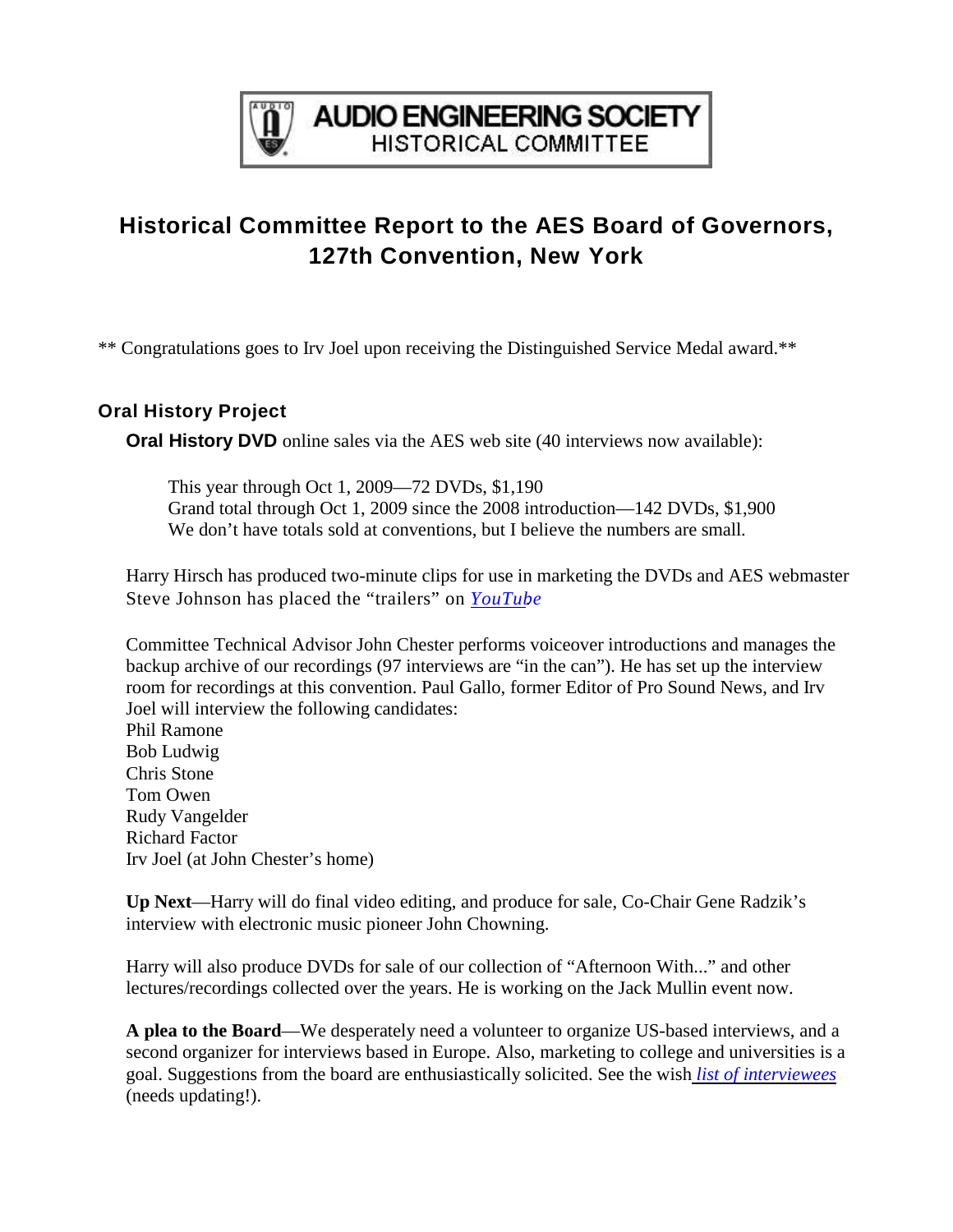**AUDIO ENGINEERING SOCIETY**
HISTORICAL COMMITTEE

# Historical Committee Report to the AES Board of Governors, 127th Convention, New York

** Congratulations goes to Irv Joel upon receiving the Distinguished Service Medal award.**

## Oral History Project

**Oral History DVD** online sales via the AES web site (40 interviews now available):

This year through Oct 1, 2009—72 DVDs, $1,190
Grand total through Oct 1, 2009 since the 2008 introduction—142 DVDs, $1,900
We don't have totals sold at conventions, but I believe the numbers are small.

Harry Hirsch has produced two-minute clips for use in marketing the DVDs and AES webmaster Steve Johnson has placed the "trailers" on *YouTube*

Committee Technical Advisor John Chester performs voiceover introductions and manages the backup archive of our recordings (97 interviews are "in the can"). He has set up the interview room for recordings at this convention. Paul Gallo, former Editor of Pro Sound News, and Irv Joel will interview the following candidates:
Phil Ramone
Bob Ludwig
Chris Stone
Tom Owen
Rudy Vangelder
Richard Factor
Irv Joel (at John Chester's home)

**Up Next**—Harry will do final video editing, and produce for sale, Co-Chair Gene Radzik's interview with electronic music pioneer John Chowning.

Harry will also produce DVDs for sale of our collection of "Afternoon With..." and other lectures/recordings collected over the years. He is working on the Jack Mullin event now.

**A plea to the Board**—We desperately need a volunteer to organize US-based interviews, and a second organizer for interviews based in Europe. Also, marketing to college and universities is a goal. Suggestions from the board are enthusiastically solicited. See the wish *list of interviewees* (needs updating!).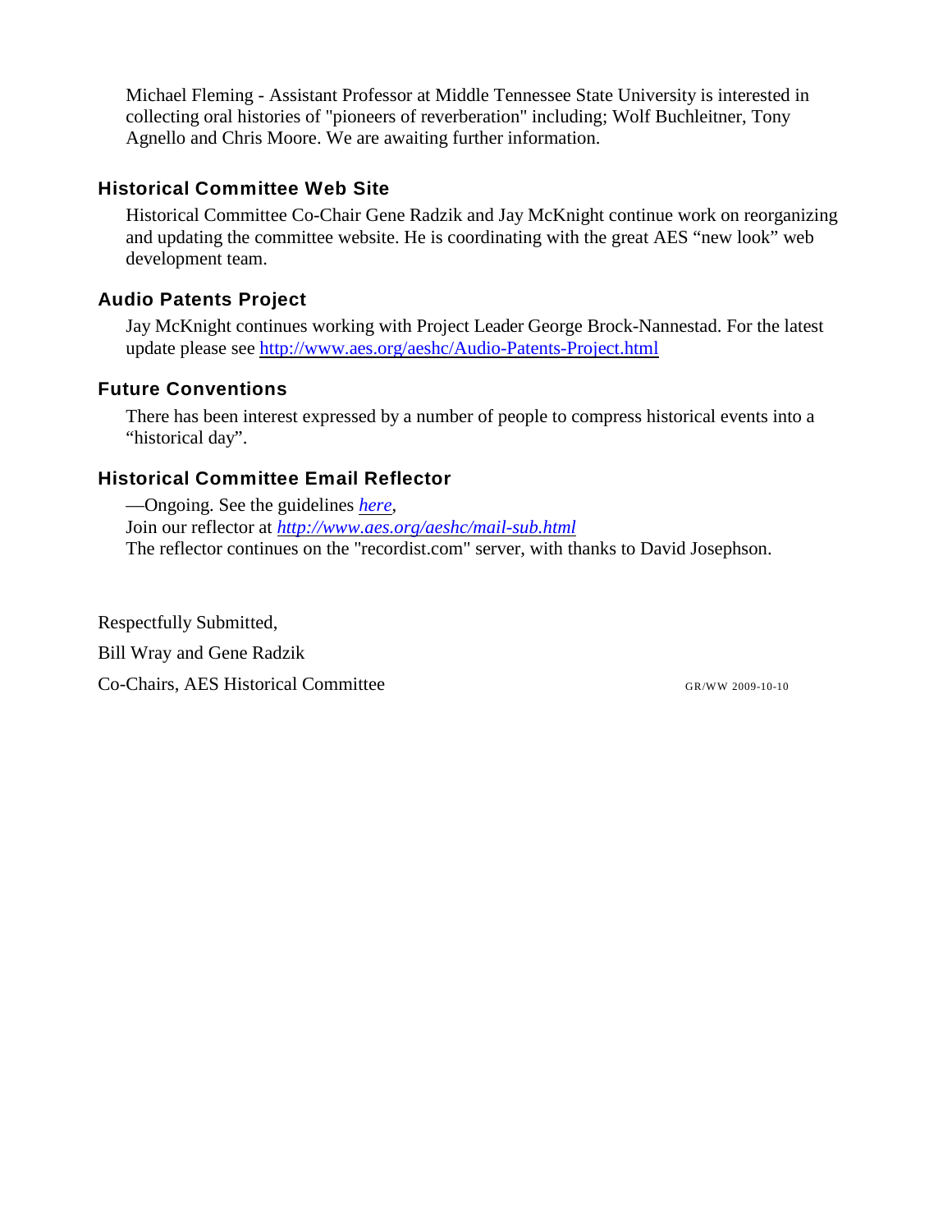Michael Fleming - Assistant Professor at Middle Tennessee State University is interested in collecting oral histories of "pioneers of reverberation" including; Wolf Buchleitner, Tony Agnello and Chris Moore. We are awaiting further information.

## Historical Committee Web Site

Historical Committee Co-Chair Gene Radzik and Jay McKnight continue work on reorganizing and updating the committee website. He is coordinating with the great AES "new look" web development team.

## Audio Patents Project

Jay McKnight continues working with Project Leader George Brock-Nannestad. For the latest update please see http://www.aes.org/aeshc/Audio-Patents-Project.html

## Future Conventions

There has been interest expressed by a number of people to compress historical events into a "historical day".

## Historical Committee Email Reflector

—Ongoing. See the guidelines *here*,
Join our reflector at *http://www.aes.org/aeshc/mail-sub.html*
The reflector continues on the "recordist.com" server, with thanks to David Josephson.

Respectfully Submitted,

Bill Wray and Gene Radzik

Co-Chairs, AES Historical Committee

GR/WW 2009-10-10